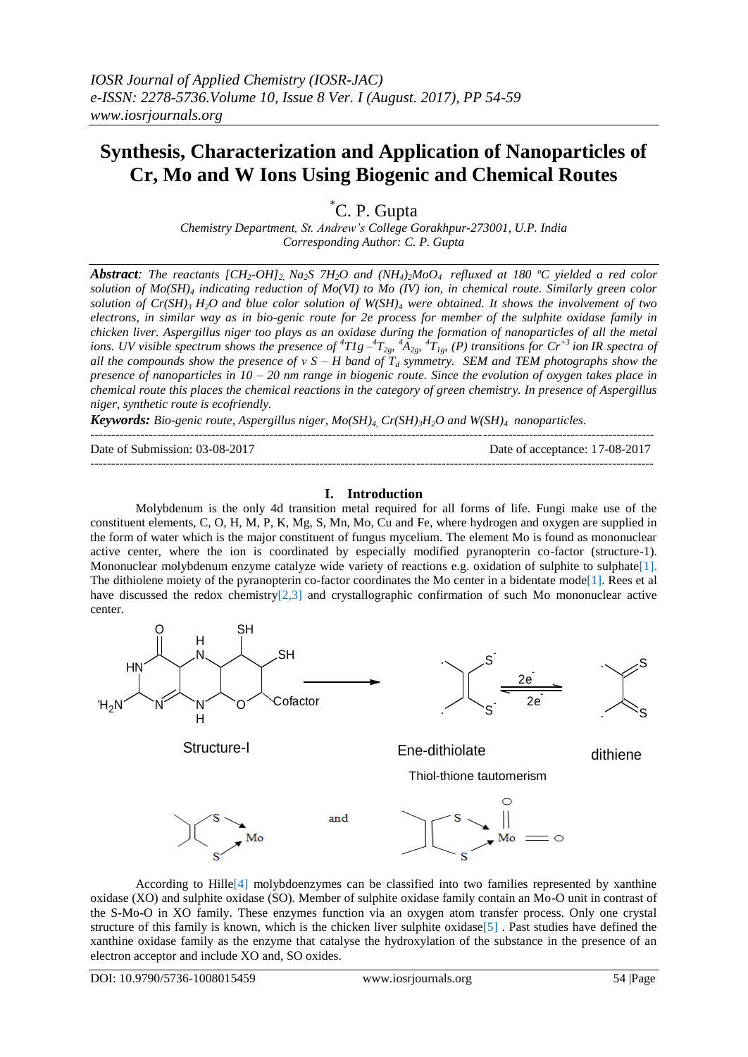# Synthesis, Characterization and Application of Nanoparticles of Cr, Mo and W Ions Using Biogenic and Chemical Routes

*C. P. Gupta

*Chemistry Department, St. Andrew's College Gorakhpur-273001, U.P. India*
*Corresponding Author: C. P. Gupta*

***Abstract**: The reactants $[CH_2\text{-}OH]_2$, $Na_2S\ 7H_2O$ and $(NH_4)_2MoO_4$ refluxed at 180 ºC yielded a red color solution of $Mo(SH)_4$ indicating reduction of Mo(VI) to Mo (IV) ion, in chemical route. Similarly green color solution of $Cr(SH)_3\ H_2O$ and blue color solution of $W(SH)_4$ were obtained. It shows the involvement of two electrons, in similar way as in bio-genic route for 2e process for member of the sulphite oxidase family in chicken liver. Aspergillus niger too plays as an oxidase during the formation of nanoparticles of all the metal ions. UV visible spectrum shows the presence of ${}^4T1g - {}^4T_{2g}$, ${}^4A_{2g}$, ${}^4T_{1g}$, (P) transitions for $Cr^{+3}$ ion IR spectra of all the compounds show the presence of ν S – H band of $T_d$ symmetry. SEM and TEM photographs show the presence of nanoparticles in 10 – 20 nm range in biogenic route. Since the evolution of oxygen takes place in chemical route this places the chemical reactions in the category of green chemistry. In presence of Aspergillus niger, synthetic route is ecofriendly.*

***Keywords:** Bio-genic route, Aspergillus niger, $Mo(SH)_4$, $Cr(SH)_3H_2O$ and $W(SH)_4$ nanoparticles.*

---

Date of Submission: 03-08-2017 | Date of acceptance: 17-08-2017

---

## I. Introduction

Molybdenum is the only 4d transition metal required for all forms of life. Fungi make use of the constituent elements, C, O, H, M, P, K, Mg, S, Mn, Mo, Cu and Fe, where hydrogen and oxygen are supplied in the form of water which is the major constituent of fungus mycelium. The element Mo is found as mononuclear active center, where the ion is coordinated by especially modified pyranopterin co-factor (structure-1). Mononuclear molybdenum enzyme catalyze wide variety of reactions e.g. oxidation of sulphite to sulphate[1]. The dithiolene moiety of the pyranopterin co-factor coordinates the Mo center in a bidentate mode[1]. Rees et al have discussed the redox chemistry[2,3] and crystallographic confirmation of such Mo mononuclear active center.

Structure-I | Ene-dithiolate | dithiene

Thiol-thione tautomerism

According to Hille[4] molybdoenzymes can be classified into two families represented by xanthine oxidase (XO) and sulphite oxidase (SO). Member of sulphite oxidase family contain an Mo-O unit in contrast of the S-Mo-O in XO family. These enzymes function via an oxygen atom transfer process. Only one crystal structure of this family is known, which is the chicken liver sulphite oxidase[5] . Past studies have defined the xanthine oxidase family as the enzyme that catalyse the hydroxylation of the substance in the presence of an electron acceptor and include XO and, SO oxides.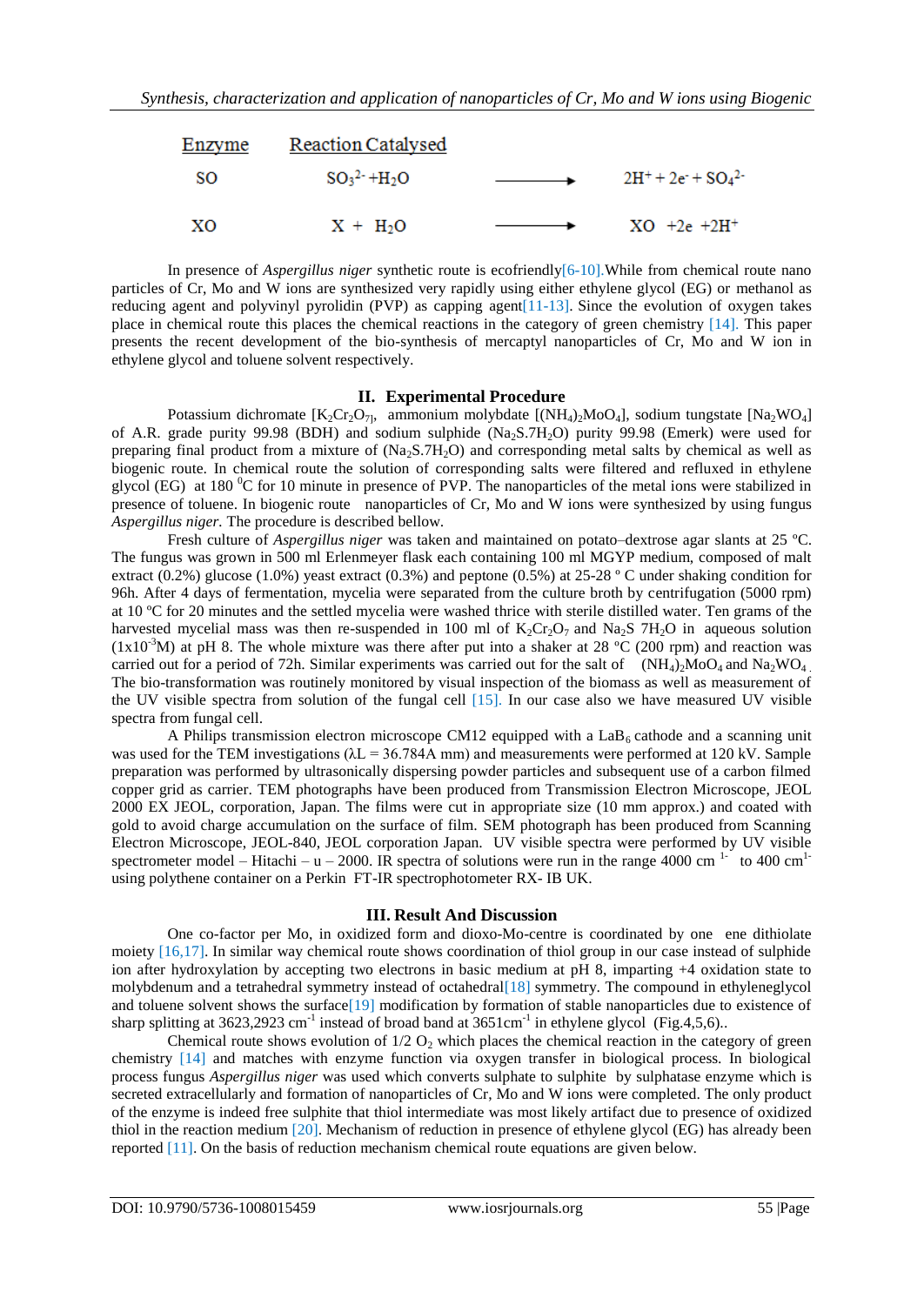| Enzyme | Reaction Catalysed | | |
|---|---|---|---|
| SO | $SO_3^{2-} + H_2O$ | ⟶ | $2H^+ + 2e^- + SO_4^{2-}$ |
| XO | $X + H_2O$ | ⟶ | $XO + 2e + 2H^+$ |

In presence of *Aspergillus niger* synthetic route is ecofriendly[6-10].While from chemical route nano particles of Cr, Mo and W ions are synthesized very rapidly using either ethylene glycol (EG) or methanol as reducing agent and polyvinyl pyrolidin (PVP) as capping agent[11-13]. Since the evolution of oxygen takes place in chemical route this places the chemical reactions in the category of green chemistry [14]. This paper presents the recent development of the bio-synthesis of mercaptyl nanoparticles of Cr, Mo and W ion in ethylene glycol and toluene solvent respectively.

## II. Experimental Procedure

Potassium dichromate [$K_2Cr_2O_7$], ammonium molybdate [$(NH_4)_2MoO_4$], sodium tungstate [$Na_2WO_4$] of A.R. grade purity 99.98 (BDH) and sodium sulphide ($Na_2S.7H_2O$) purity 99.98 (Emerk) were used for preparing final product from a mixture of ($Na_2S.7H_2O$) and corresponding metal salts by chemical as well as biogenic route. In chemical route the solution of corresponding salts were filtered and refluxed in ethylene glycol (EG) at 180 $^0$C for 10 minute in presence of PVP. The nanoparticles of the metal ions were stabilized in presence of toluene. In biogenic route nanoparticles of Cr, Mo and W ions were synthesized by using fungus *Aspergillus niger.* The procedure is described bellow.

Fresh culture of *Aspergillus niger* was taken and maintained on potato–dextrose agar slants at 25 ºC. The fungus was grown in 500 ml Erlenmeyer flask each containing 100 ml MGYP medium, composed of malt extract (0.2%) glucose (1.0%) yeast extract (0.3%) and peptone (0.5%) at 25-28 º C under shaking condition for 96h. After 4 days of fermentation, mycelia were separated from the culture broth by centrifugation (5000 rpm) at 10 ºC for 20 minutes and the settled mycelia were washed thrice with sterile distilled water. Ten grams of the harvested mycelial mass was then re-suspended in 100 ml of $K_2Cr_2O_7$ and $Na_2S$ $7H_2O$ in aqueous solution ($1x10^{-3}$M) at pH 8. The whole mixture was there after put into a shaker at 28 ºC (200 rpm) and reaction was carried out for a period of 72h. Similar experiments was carried out for the salt of $(NH_4)_2MoO_4$ and $Na_2WO_4$. The bio-transformation was routinely monitored by visual inspection of the biomass as well as measurement of the UV visible spectra from solution of the fungal cell [15]. In our case also we have measured UV visible spectra from fungal cell.

A Philips transmission electron microscope CM12 equipped with a $LaB_6$ cathode and a scanning unit was used for the TEM investigations ($\lambda L$ = 36.784A mm) and measurements were performed at 120 kV. Sample preparation was performed by ultrasonically dispersing powder particles and subsequent use of a carbon filmed copper grid as carrier. TEM photographs have been produced from Transmission Electron Microscope, JEOL 2000 EX JEOL, corporation, Japan. The films were cut in appropriate size (10 mm approx.) and coated with gold to avoid charge accumulation on the surface of film. SEM photograph has been produced from Scanning Electron Microscope, JEOL-840, JEOL corporation Japan. UV visible spectra were performed by UV visible spectrometer model – Hitachi – u – 2000. IR spectra of solutions were run in the range 4000 cm $^{1-}$ to 400 cm$^{1-}$ using polythene container on a Perkin FT-IR spectrophotometer RX- IB UK.

## III. Result And Discussion

One co-factor per Mo, in oxidized form and dioxo-Mo-centre is coordinated by one ene dithiolate moiety [16,17]. In similar way chemical route shows coordination of thiol group in our case instead of sulphide ion after hydroxylation by accepting two electrons in basic medium at pH 8, imparting +4 oxidation state to molybdenum and a tetrahedral symmetry instead of octahedral[18] symmetry. The compound in ethyleneglycol and toluene solvent shows the surface[19] modification by formation of stable nanoparticles due to existence of sharp splitting at 3623,2923 cm$^{-1}$ instead of broad band at 3651cm$^{-1}$ in ethylene glycol (Fig.4,5,6)..

Chemical route shows evolution of 1/2 $O_2$ which places the chemical reaction in the category of green chemistry [14] and matches with enzyme function via oxygen transfer in biological process. In biological process fungus *Aspergillus niger* was used which converts sulphate to sulphite by sulphatase enzyme which is secreted extracellularly and formation of nanoparticles of Cr, Mo and W ions were completed. The only product of the enzyme is indeed free sulphite that thiol intermediate was most likely artifact due to presence of oxidized thiol in the reaction medium [20]. Mechanism of reduction in presence of ethylene glycol (EG) has already been reported [11]. On the basis of reduction mechanism chemical route equations are given below.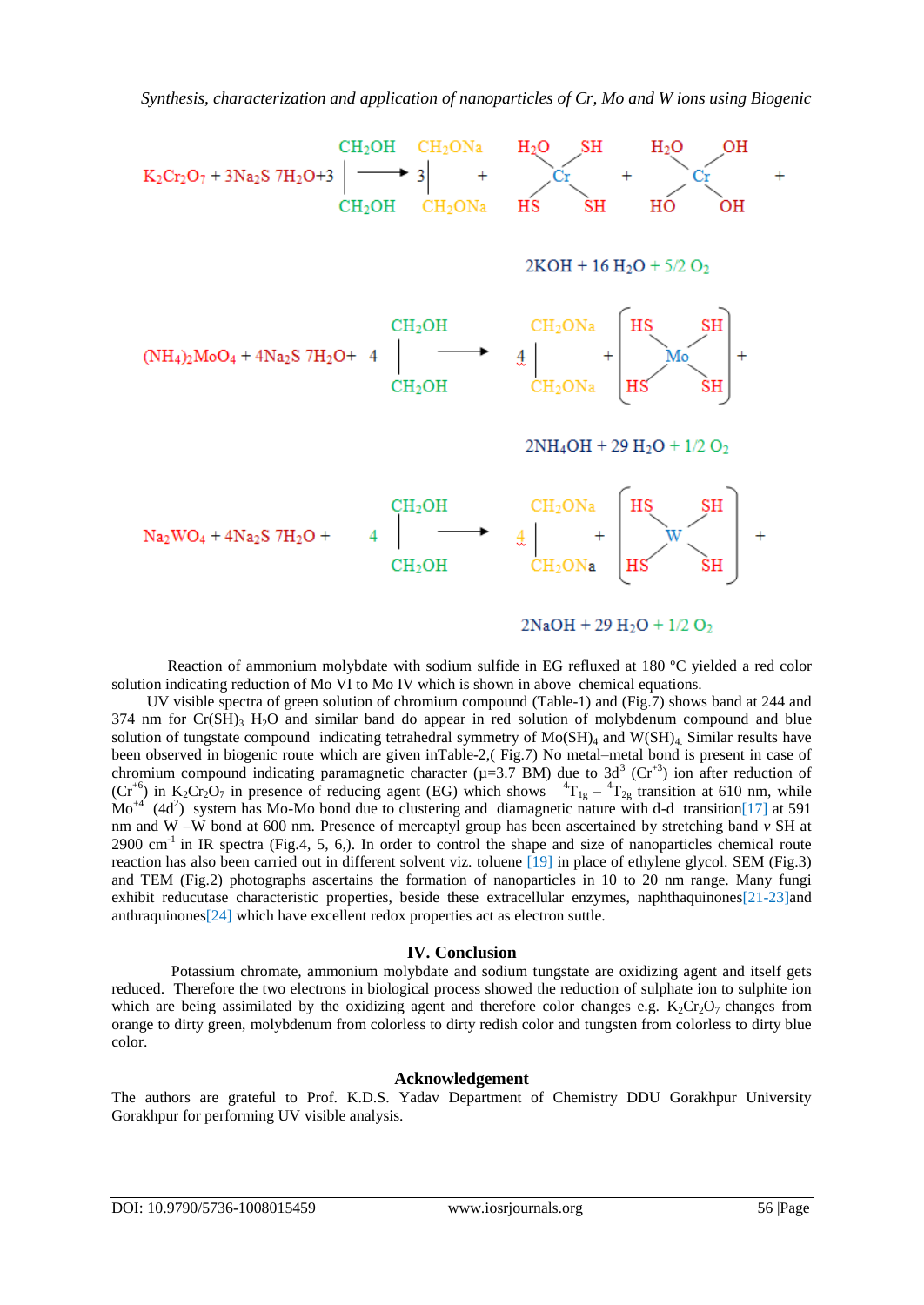$$K_2Cr_2O_7 + 3Na_2S\ 7H_2O + 3\ \begin{matrix} CH_2OH \\ | \\ CH_2OH \end{matrix} \longrightarrow 3\ \begin{matrix} CH_2ONa \\ | \\ CH_2ONa \end{matrix} + Cr(H_2O)(SH)_3 + Cr(H_2O)(OH)_3 + 2KOH + 16\ H_2O + 5/2\ O_2$$

$$(NH_4)_2MoO_4 + 4Na_2S\ 7H_2O + 4\ \begin{matrix} CH_2OH \\ | \\ CH_2OH \end{matrix} \longrightarrow 4\ \begin{matrix} CH_2ONa \\ | \\ CH_2ONa \end{matrix} + [Mo(SH)_4] + 2NH_4OH + 29\ H_2O + 1/2\ O_2$$

$$Na_2WO_4 + 4Na_2S\ 7H_2O + 4\ \begin{matrix} CH_2OH \\ | \\ CH_2OH \end{matrix} \longrightarrow 4\ \begin{matrix} CH_2ONa \\ | \\ CH_2ONa \end{matrix} + [W(SH)_4] + 2NaOH + 29\ H_2O + 1/2\ O_2$$

Reaction of ammonium molybdate with sodium sulfide in EG refluxed at 180 ºC yielded a red color solution indicating reduction of Mo VI to Mo IV which is shown in above chemical equations.

UV visible spectra of green solution of chromium compound (Table-1) and (Fig.7) shows band at 244 and 374 nm for $Cr(SH)_3\ H_2O$ and similar band do appear in red solution of molybdenum compound and blue solution of tungstate compound indicating tetrahedral symmetry of $Mo(SH)_4$ and $W(SH)_4$. Similar results have been observed in biogenic route which are given inTable-2,( Fig.7) No metal–metal bond is present in case of chromium compound indicating paramagnetic character (μ=3.7 BM) due to $3d^3$ ($Cr^{+3}$) ion after reduction of ($Cr^{+6}$) in $K_2Cr_2O_7$ in presence of reducing agent (EG) which shows $^4T_{1g}$ – $^4T_{2g}$ transition at 610 nm, while $Mo^{+4}$ ($4d^2$) system has Mo-Mo bond due to clustering and diamagnetic nature with d-d transition[17] at 591 nm and W –W bond at 600 nm. Presence of mercaptyl group has been ascertained by stretching band *v* SH at 2900 $cm^{-1}$ in IR spectra (Fig.4, 5, 6,). In order to control the shape and size of nanoparticles chemical route reaction has also been carried out in different solvent viz. toluene [19] in place of ethylene glycol. SEM (Fig.3) and TEM (Fig.2) photographs ascertains the formation of nanoparticles in 10 to 20 nm range. Many fungi exhibit reducutase characteristic properties, beside these extracellular enzymes, naphthaquinones[21-23]and anthraquinones[24] which have excellent redox properties act as electron suttle.

## IV. Conclusion

Potassium chromate, ammonium molybdate and sodium tungstate are oxidizing agent and itself gets reduced. Therefore the two electrons in biological process showed the reduction of sulphate ion to sulphite ion which are being assimilated by the oxidizing agent and therefore color changes e.g. $K_2Cr_2O_7$ changes from orange to dirty green, molybdenum from colorless to dirty redish color and tungsten from colorless to dirty blue color.

## Acknowledgement

The authors are grateful to Prof. K.D.S. Yadav Department of Chemistry DDU Gorakhpur University Gorakhpur for performing UV visible analysis.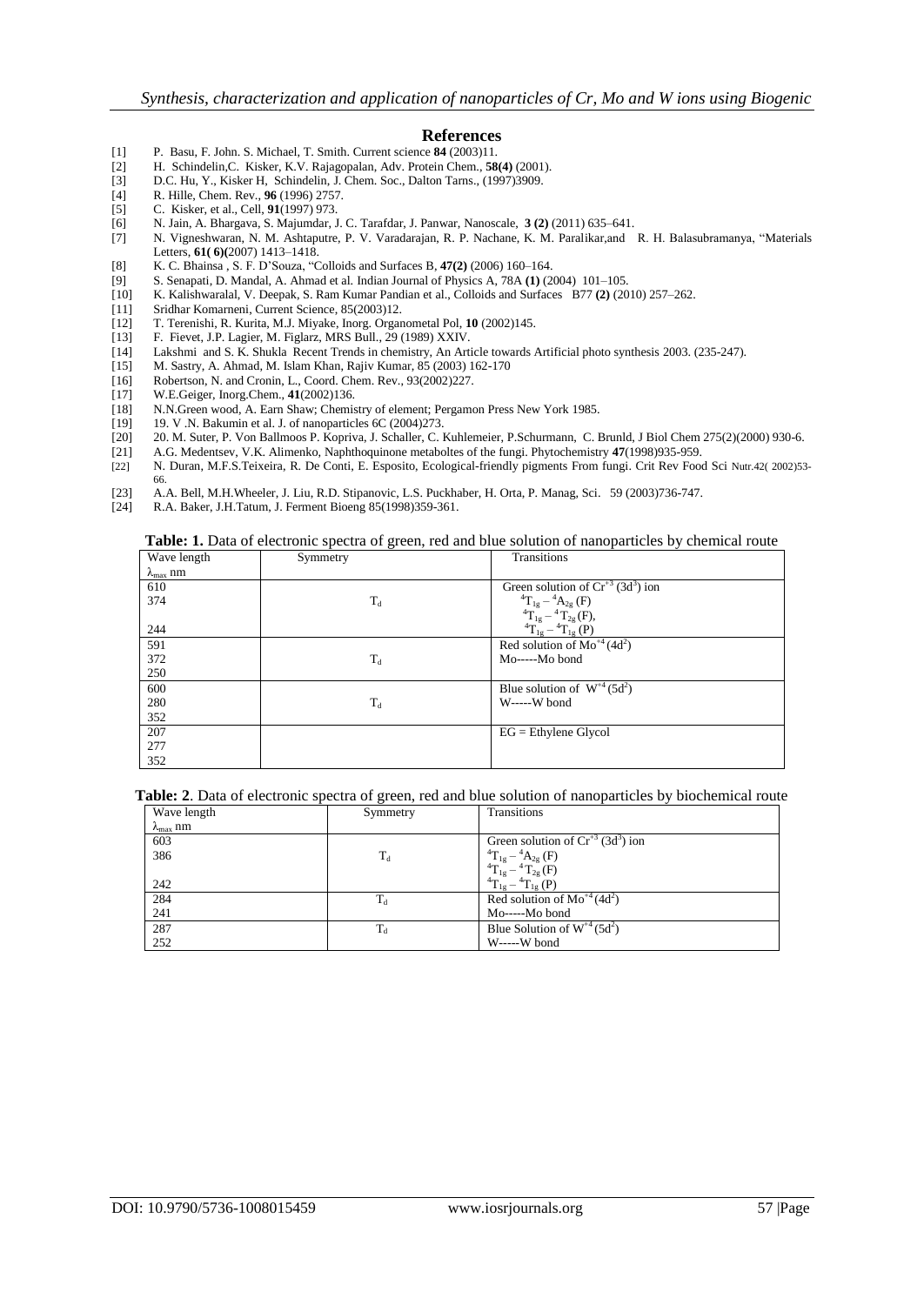## References

[1] P. Basu, F. John. S. Michael, T. Smith. Current science **84** (2003)11.
[2] H. Schindelin,C. Kisker, K.V. Rajagopalan, Adv. Protein Chem., **58(4)** (2001).
[3] D.C. Hu, Y., Kisker H, Schindelin, J. Chem. Soc., Dalton Tarns., (1997)3909.
[4] R. Hille, Chem. Rev., **96** (1996) 2757.
[5] C. Kisker, et al., Cell, **91**(1997) 973.
[6] N. Jain, A. Bhargava, S. Majumdar, J. C. Tarafdar, J. Panwar, Nanoscale, **3 (2)** (2011) 635–641.
[7] N. Vigneshwaran, N. M. Ashtaputre, P. V. Varadarajan, R. P. Nachane, K. M. Paralikar,and R. H. Balasubramanya, "Materials Letters, **61( 6)(**2007) 1413–1418.
[8] K. C. Bhainsa , S. F. D'Souza, "Colloids and Surfaces B, **47(2)** (2006) 160–164.
[9] S. Senapati, D. Mandal, A. Ahmad et al. Indian Journal of Physics A, 78A **(1)** (2004) 101–105.
[10] K. Kalishwaralal, V. Deepak, S. Ram Kumar Pandian et al., Colloids and Surfaces B77 **(2)** (2010) 257–262.
[11] Sridhar Komarneni, Current Science, 85(2003)12.
[12] T. Terenishi, R. Kurita, M.J. Miyake, Inorg. Organometal Pol, **10** (2002)145.
[13] F. Fievet, J.P. Lagier, M. Figlarz, MRS Bull., 29 (1989) XXIV.
[14] Lakshmi and S. K. Shukla Recent Trends in chemistry, An Article towards Artificial photo synthesis 2003. (235-247).
[15] M. Sastry, A. Ahmad, M. Islam Khan, Rajiv Kumar, 85 (2003) 162-170
[16] Robertson, N. and Cronin, L., Coord. Chem. Rev., 93(2002)227.
[17] W.E.Geiger, Inorg.Chem., **41**(2002)136.
[18] N.N.Green wood, A. Earn Shaw; Chemistry of element; Pergamon Press New York 1985.
[19] 19. V .N. Bakumin et al. J. of nanoparticles 6C (2004)273.
[20] 20. M. Suter, P. Von Ballmoos P. Kopriva, J. Schaller, C. Kuhlemeier, P.Schurmann, C. Brunld, J Biol Chem 275(2)(2000) 930-6.
[21] A.G. Medentsev, V.K. Alimenko, Naphthoquinone metaboltes of the fungi. Phytochemistry **47**(1998)935-959.
[22] N. Duran, M.F.S.Teixeira, R. De Conti, E. Esposito, Ecological-friendly pigments From fungi. Crit Rev Food Sci Nutr.42( 2002)53-66.
[23] A.A. Bell, M.H.Wheeler, J. Liu, R.D. Stipanovic, L.S. Puckhaber, H. Orta, P. Manag, Sci. 59 (2003)736-747.
[24] R.A. Baker, J.H.Tatum, J. Ferment Bioeng 85(1998)359-361.

**Table: 1.** Data of electronic spectra of green, red and blue solution of nanoparticles by chemical route

| Wave length $\lambda_{max}$ nm | Symmetry | Transitions |
|---|---|---|
| 610 | | Green solution of $Cr^{+3}$ ($3d^3$) ion |
| 374 | $T_d$ | ${}^4T_{1g} - {}^4A_{2g}$ (F) |
| | | ${}^4T_{1g} - {}^4T_{2g}$ (F), |
| 244 | | ${}^4T_{1g} - {}^4T_{1g}$ (P) |
| 591 | | Red solution of $Mo^{+4}$ ($4d^2$) |
| 372 | $T_d$ | Mo-----Mo bond |
| 250 | | |
| 600 | | Blue solution of $W^{+4}$ ($5d^2$) |
| 280 | $T_d$ | W-----W bond |
| 352 | | |
| 207 | | EG = Ethylene Glycol |
| 277 | | |
| 352 | | |

**Table: 2**. Data of electronic spectra of green, red and blue solution of nanoparticles by biochemical route

| Wave length $\lambda_{max}$ nm | Symmetry | Transitions |
|---|---|---|
| 603 | | Green solution of $Cr^{+3}$ ($3d^3$) ion |
| 386 | $T_d$ | ${}^4T_{1g} - {}^4A_{2g}$ (F) |
| | | ${}^4T_{1g} - {}^4T_{2g}$ (F) |
| 242 | | ${}^4T_{1g} - {}^4T_{1g}$ (P) |
| 284 | $T_d$ | Red solution of $Mo^{+4}$ ($4d^2$) |
| 241 | | Mo-----Mo bond |
| 287 | $T_d$ | Blue Solution of $W^{+4}$ ($5d^2$) |
| 252 | | W-----W bond |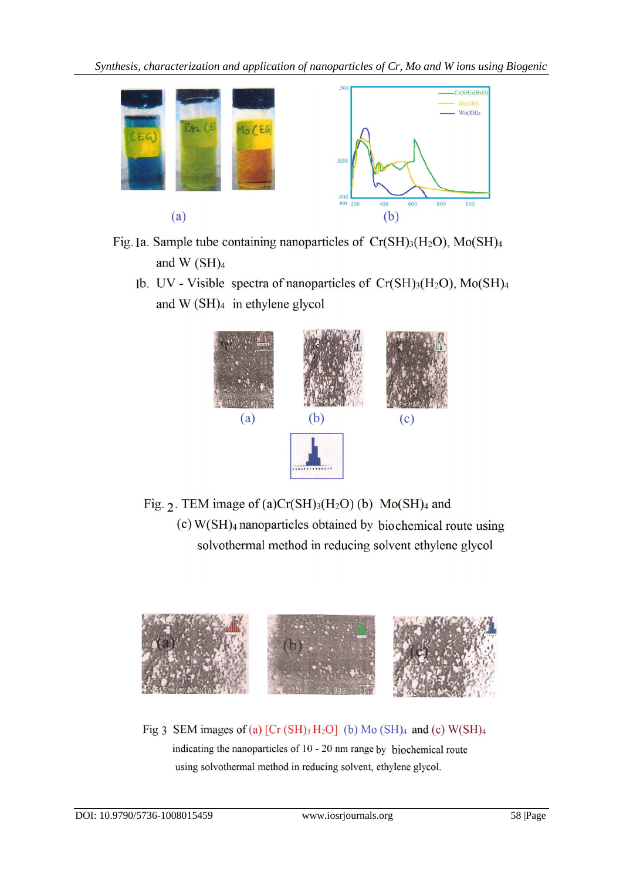Fig. 1a. Sample tube containing nanoparticles of $Cr(SH)_3(H_2O)$, $Mo(SH)_4$ and $W(SH)_4$

1b. UV - Visible spectra of nanoparticles of $Cr(SH)_3(H_2O)$, $Mo(SH)_4$ and $W(SH)_4$ in ethylene glycol

Fig. 2. TEM image of (a) $Cr(SH)_3(H_2O)$ (b) $Mo(SH)_4$ and (c) $W(SH)_4$ nanoparticles obtained by biochemical route using solvothermal method in reducing solvent ethylene glycol

Fig 3 SEM images of (a) $[Cr(SH)_3H_2O]$ (b) $Mo(SH)_4$ and (c) $W(SH)_4$ indicating the nanoparticles of 10 - 20 nm range by biochemical route using solvothermal method in reducing solvent, ethylene glycol.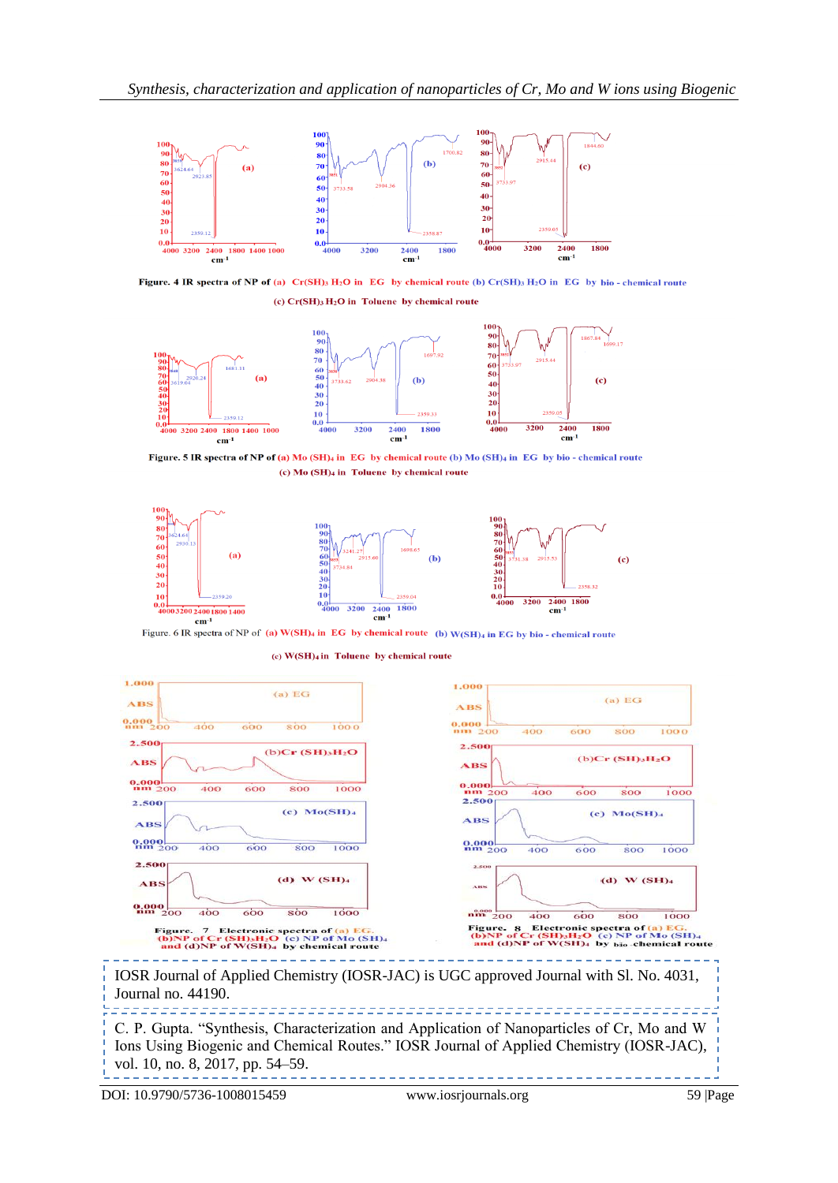100
90
80
70
60
50
40
30
20
10
0.0
3624.64
2923.85
2359.12
4000 3200 2400 1800 1400 1000
cm⁻¹
(a)

100
90
80
70
60
50
40
30
20
10
0.0
3733.58
2904.36
1700.82
2358.87
4000 3200 2400 1800
cm⁻¹
(b)

100
90
80
70
60
50
40
30
20
10
0.0
3733.97
2915.44
1844.60
2359.05
4000 3200 2400 1800
cm⁻¹
(c)

**Figure. 4 IR spectra of NP of (a) Cr(SH)$_3$ H$_2$O in EG by chemical route (b) Cr(SH)$_3$ H$_2$O in EG by bio - chemical route (c) Cr(SH)$_3$ H$_2$O in Toluene by chemical route**

100
90
80
70
60
50
40
30
20
10
0.0
3619.04
2920.24
1681.11
2359.12
4000 3200 2400 1800 1400 1000
cm⁻¹
(a)

100
90
80
70
60
50
40
30
20
10
0.0
3733.62
2904.38
1697.92
2359.33
4000 3200 2400 1800
cm⁻¹
(b)

100
90
80
70
60
50
40
30
20
10
0.0
3733.97
2915.44
1867.84
1699.17
2359.05
4000 3200 2400 1800
cm⁻¹
(c)

**Figure. 5 IR spectra of NP of (a) Mo (SH)$_4$ in EG by chemical route (b) Mo (SH)$_4$ in EG by bio - chemical route (c) Mo (SH)$_4$ in Toluene by chemical route**

100
90
80
70
60
50
40
30
20
10
0.0
3624.64
2930.13
2359.20
4000 3200 2400 1800 1400
cm⁻¹
(a)

100
90
80
70
60
50
40
30
20
10
0.0
3241.27
3734.84
2915.60
1698.65
2359.04
4000 3200 2400 1800
cm⁻¹
(b)

100
90
80
70
60
50
40
30
20
10
0.0
3731.38
2915.53
2358.32
4000 3200 2400 1800
cm⁻¹
(c)

Figure. 6 IR spectra of NP of (a) W(SH)$_4$ in EG by chemical route (b) W(SH)$_4$ in EG by bio - chemical route (c) W(SH)$_4$ in Toluene by chemical route

1.000
ABS
0.000
nm 200 400 600 800 1000
(a) EG

2.500
ABS
0.000
nm 200 400 600 800 1000
(b)Cr (SH)$_3$H$_2$O

2.500
ABS
0.000
nm 200 400 600 800 1000
(c) Mo(SH)$_4$

2.500
ABS
0.000
nm 200 400 600 800 1000
(d) W (SH)$_4$

Figure. 7 Electronic spectra of (a) EG. (b)NP of Cr (SH)$_3$H$_2$O (c) NP of Mo (SH)$_4$ and (d)NP of W(SH)$_4$ by chemical route

1.000
ABS
0.000
nm 200 400 600 800 1000
(a) EG

2.500
ABS
0.000
nm 200 400 600 800 1000
(b)Cr (SH)$_3$H$_2$O

2.500
ABS
0.000
nm 200 400 600 800 1000
(c) Mo(SH)$_4$

2.500
ABS
0.000
nm 200 400 600 800 1000
(d) W (SH)$_4$

Figure. 8 Electronic spectra of (a) EG. (b)NP of Cr (SH)$_3$H$_2$O (c) NP of Mo (SH)$_4$ and (d)NP of W(SH)$_4$ by bio -chemical route

IOSR Journal of Applied Chemistry (IOSR-JAC) is UGC approved Journal with Sl. No. 4031, Journal no. 44190.

C. P. Gupta. "Synthesis, Characterization and Application of Nanoparticles of Cr, Mo and W Ions Using Biogenic and Chemical Routes." IOSR Journal of Applied Chemistry (IOSR-JAC), vol. 10, no. 8, 2017, pp. 54–59.